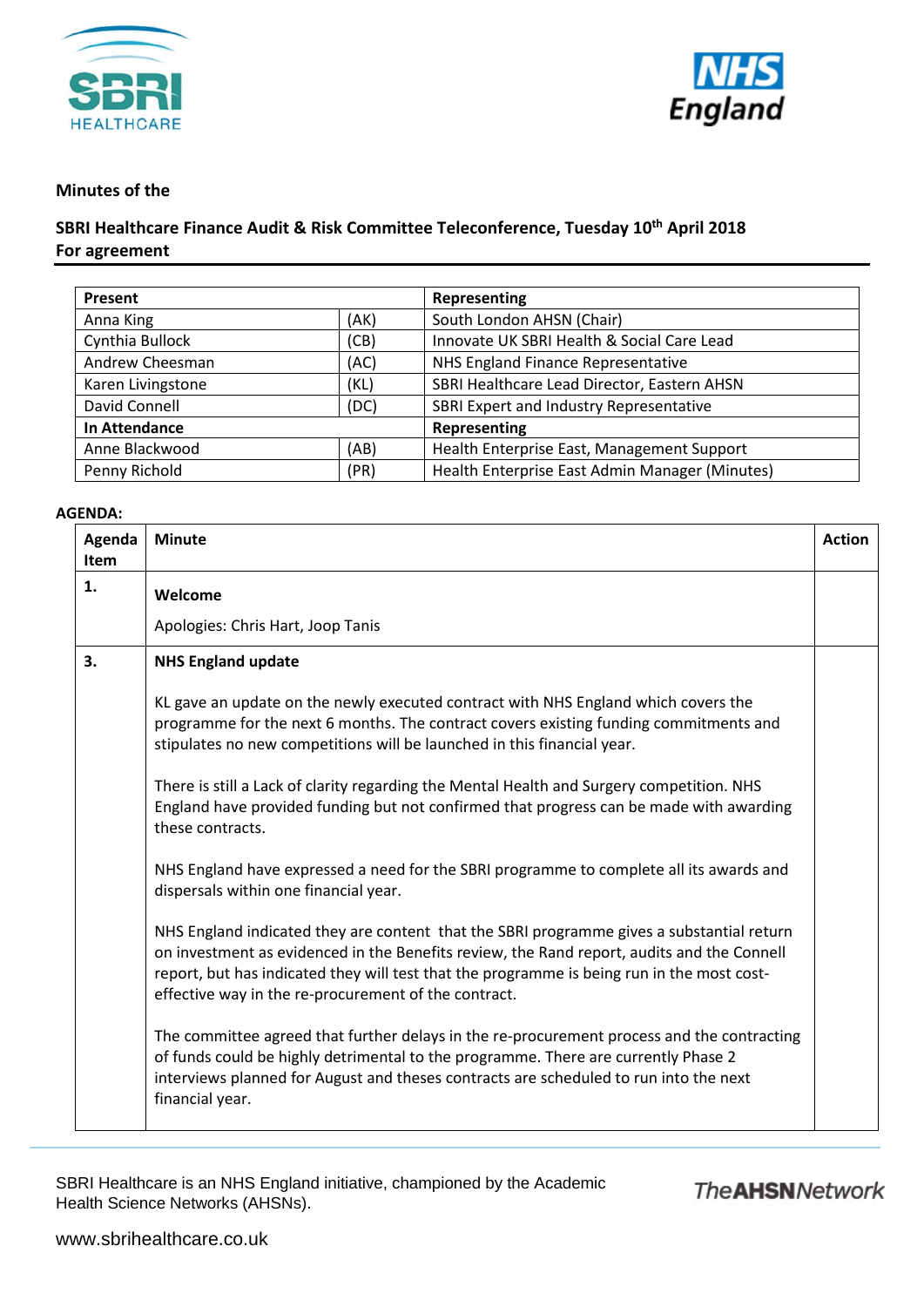**Minutes of the**

**SBRI Healthcare Finance Audit & Risk Committee Teleconference, Tuesday 10th April 2018**
**For agreement**

| Present | | Representing |
|---|---|---|
| Anna King | (AK) | South London AHSN (Chair) |
| Cynthia Bullock | (CB) | Innovate UK SBRI Health & Social Care Lead |
| Andrew Cheesman | (AC) | NHS England Finance Representative |
| Karen Livingstone | (KL) | SBRI Healthcare Lead Director, Eastern AHSN |
| David Connell | (DC) | SBRI Expert and Industry Representative |
| **In Attendance** | | **Representing** |
| Anne Blackwood | (AB) | Health Enterprise East, Management Support |
| Penny Richold | (PR) | Health Enterprise East Admin Manager (Minutes) |

**AGENDA:**

| Agenda Item | Minute | Action |
|---|---|---|
| **1.** | **Welcome**<br><br>Apologies: Chris Hart, Joop Tanis | |
| **3.** | **NHS England update**<br><br>KL gave an update on the newly executed contract with NHS England which covers the programme for the next 6 months. The contract covers existing funding commitments and stipulates no new competitions will be launched in this financial year.<br><br>There is still a Lack of clarity regarding the Mental Health and Surgery competition. NHS England have provided funding but not confirmed that progress can be made with awarding these contracts.<br><br>NHS England have expressed a need for the SBRI programme to complete all its awards and dispersals within one financial year.<br><br>NHS England indicated they are content that the SBRI programme gives a substantial return on investment as evidenced in the Benefits review, the Rand report, audits and the Connell report, but has indicated they will test that the programme is being run in the most cost-effective way in the re-procurement of the contract.<br><br>The committee agreed that further delays in the re-procurement process and the contracting of funds could be highly detrimental to the programme. There are currently Phase 2 interviews planned for August and theses contracts are scheduled to run into the next financial year. | |

SBRI Healthcare is an NHS England initiative, championed by the Academic Health Science Networks (AHSNs).

www.sbrihealthcare.co.uk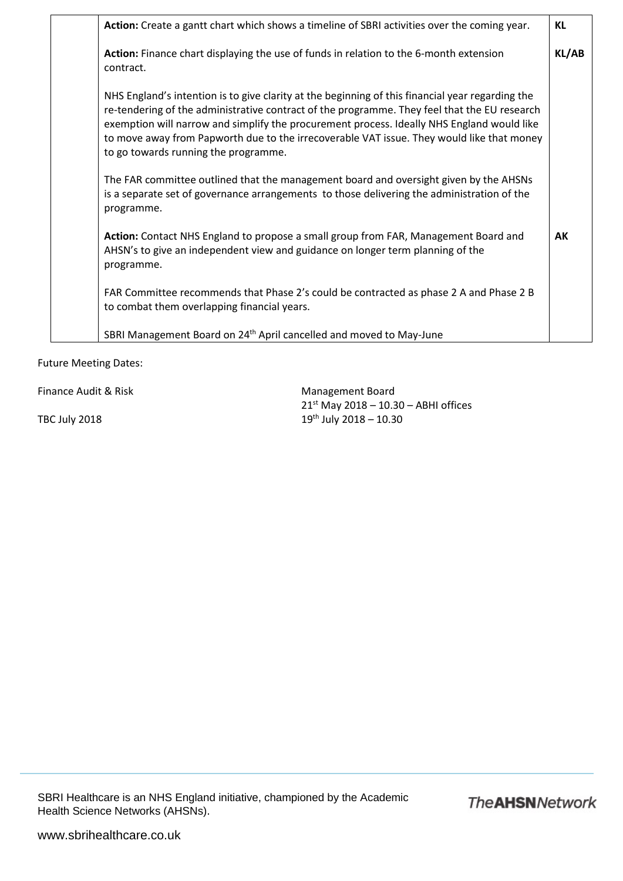| | | |
|---|---|---|
| | **Action:** Create a gantt chart which shows a timeline of SBRI activities over the coming year. | **KL** |
| | **Action:** Finance chart displaying the use of funds in relation to the 6-month extension contract. | **KL/AB** |
| | NHS England's intention is to give clarity at the beginning of this financial year regarding the re-tendering of the administrative contract of the programme. They feel that the EU research exemption will narrow and simplify the procurement process. Ideally NHS England would like to move away from Papworth due to the irrecoverable VAT issue. They would like that money to go towards running the programme. | |
| | The FAR committee outlined that the management board and oversight given by the AHSNs is a separate set of governance arrangements to those delivering the administration of the programme. | |
| | **Action:** Contact NHS England to propose a small group from FAR, Management Board and AHSN's to give an independent view and guidance on longer term planning of the programme. | **AK** |
| | FAR Committee recommends that Phase 2's could be contracted as phase 2 A and Phase 2 B to combat them overlapping financial years. | |
| | SBRI Management Board on 24th April cancelled and moved to May-June | |

Future Meeting Dates:

| Finance Audit & Risk | Management Board |
|---|---|
| | 21st May 2018 – 10.30 – ABHI offices |
| TBC July 2018 | 19th July 2018 – 10.30 |

SBRI Healthcare is an NHS England initiative, championed by the Academic Health Science Networks (AHSNs).

The**AHSN**Network

www.sbrihealthcare.co.uk